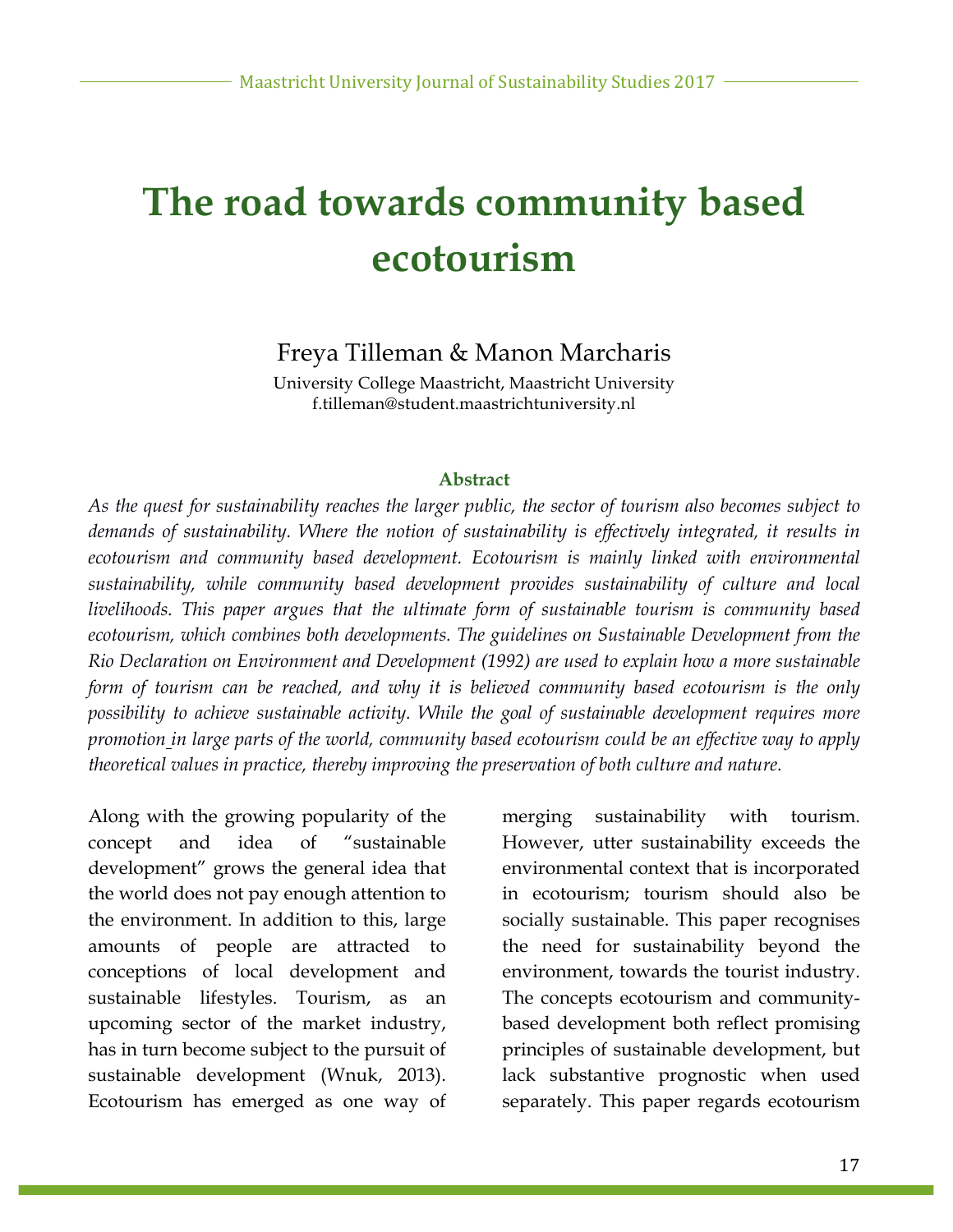# The road towards community based ecotourism

Freya Tilleman & Manon Marcharis

University College Maastricht, Maastricht University
f.tilleman@student.maastrichtuniversity.nl

### Abstract

*As the quest for sustainability reaches the larger public, the sector of tourism also becomes subject to demands of sustainability. Where the notion of sustainability is effectively integrated, it results in ecotourism and community based development. Ecotourism is mainly linked with environmental sustainability, while community based development provides sustainability of culture and local livelihoods. This paper argues that the ultimate form of sustainable tourism is community based ecotourism, which combines both developments. The guidelines on Sustainable Development from the Rio Declaration on Environment and Development (1992) are used to explain how a more sustainable form of tourism can be reached, and why it is believed community based ecotourism is the only possibility to achieve sustainable activity. While the goal of sustainable development requires more promotion in large parts of the world, community based ecotourism could be an effective way to apply theoretical values in practice, thereby improving the preservation of both culture and nature.*

Along with the growing popularity of the concept and idea of "sustainable development" grows the general idea that the world does not pay enough attention to the environment. In addition to this, large amounts of people are attracted to conceptions of local development and sustainable lifestyles. Tourism, as an upcoming sector of the market industry, has in turn become subject to the pursuit of sustainable development (Wnuk, 2013). Ecotourism has emerged as one way of merging sustainability with tourism. However, utter sustainability exceeds the environmental context that is incorporated in ecotourism; tourism should also be socially sustainable. This paper recognises the need for sustainability beyond the environment, towards the tourist industry. The concepts ecotourism and community-based development both reflect promising principles of sustainable development, but lack substantive prognostic when used separately. This paper regards ecotourism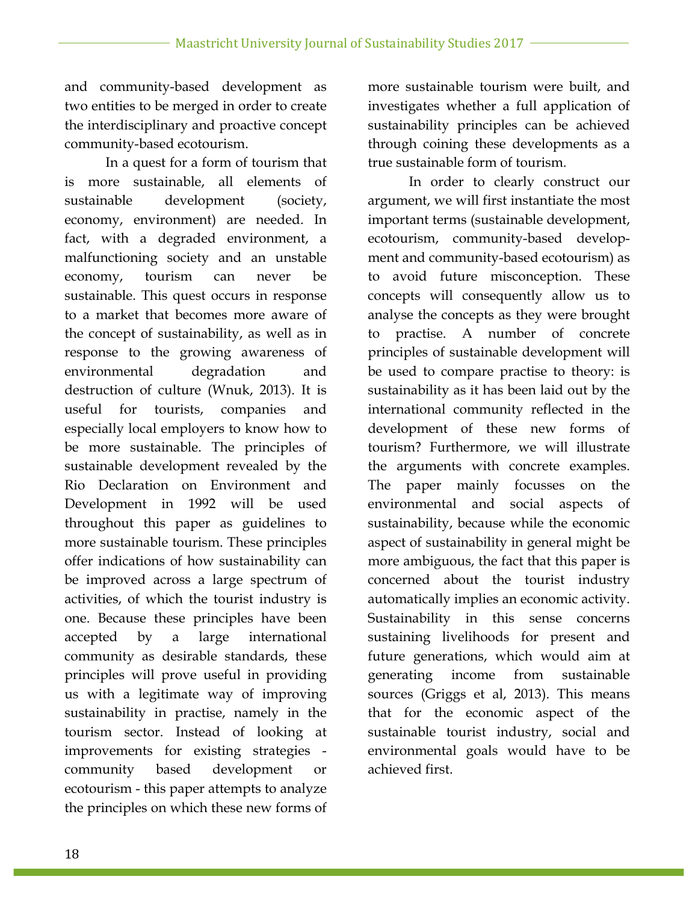and community-based development as two entities to be merged in order to create the interdisciplinary and proactive concept community-based ecotourism.

In a quest for a form of tourism that is more sustainable, all elements of sustainable development (society, economy, environment) are needed. In fact, with a degraded environment, a malfunctioning society and an unstable economy, tourism can never be sustainable. This quest occurs in response to a market that becomes more aware of the concept of sustainability, as well as in response to the growing awareness of environmental degradation and destruction of culture (Wnuk, 2013). It is useful for tourists, companies and especially local employers to know how to be more sustainable. The principles of sustainable development revealed by the Rio Declaration on Environment and Development in 1992 will be used throughout this paper as guidelines to more sustainable tourism. These principles offer indications of how sustainability can be improved across a large spectrum of activities, of which the tourist industry is one. Because these principles have been accepted by a large international community as desirable standards, these principles will prove useful in providing us with a legitimate way of improving sustainability in practise, namely in the tourism sector. Instead of looking at improvements for existing strategies - community based development or ecotourism - this paper attempts to analyze the principles on which these new forms of more sustainable tourism were built, and investigates whether a full application of sustainability principles can be achieved through coining these developments as a true sustainable form of tourism.

In order to clearly construct our argument, we will first instantiate the most important terms (sustainable development, ecotourism, community-based development and community-based ecotourism) as to avoid future misconception. These concepts will consequently allow us to analyse the concepts as they were brought to practise. A number of concrete principles of sustainable development will be used to compare practise to theory: is sustainability as it has been laid out by the international community reflected in the development of these new forms of tourism? Furthermore, we will illustrate the arguments with concrete examples. The paper mainly focusses on the environmental and social aspects of sustainability, because while the economic aspect of sustainability in general might be more ambiguous, the fact that this paper is concerned about the tourist industry automatically implies an economic activity. Sustainability in this sense concerns sustaining livelihoods for present and future generations, which would aim at generating income from sustainable sources (Griggs et al, 2013). This means that for the economic aspect of the sustainable tourist industry, social and environmental goals would have to be achieved first.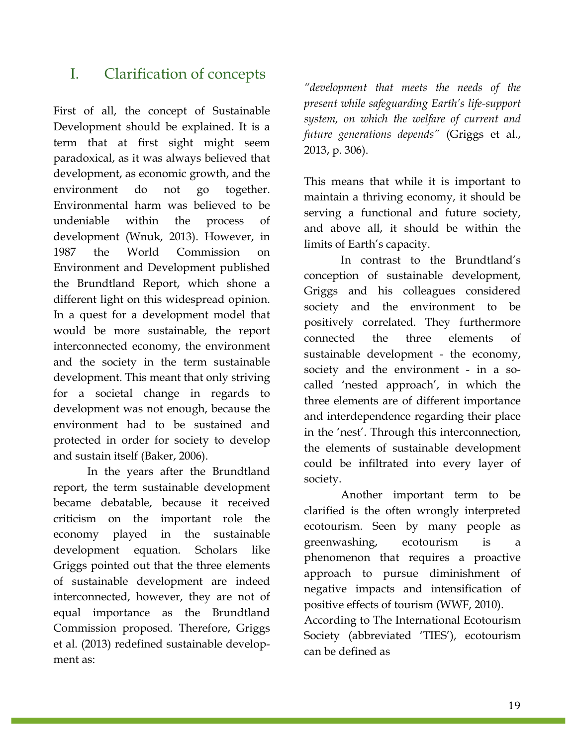# I. Clarification of concepts

First of all, the concept of Sustainable Development should be explained. It is a term that at first sight might seem paradoxical, as it was always believed that development, as economic growth, and the environment do not go together. Environmental harm was believed to be undeniable within the process of development (Wnuk, 2013). However, in 1987 the World Commission on Environment and Development published the Brundtland Report, which shone a different light on this widespread opinion. In a quest for a development model that would be more sustainable, the report interconnected economy, the environment and the society in the term sustainable development. This meant that only striving for a societal change in regards to development was not enough, because the environment had to be sustained and protected in order for society to develop and sustain itself (Baker, 2006).

In the years after the Brundtland report, the term sustainable development became debatable, because it received criticism on the important role the economy played in the sustainable development equation. Scholars like Griggs pointed out that the three elements of sustainable development are indeed interconnected, however, they are not of equal importance as the Brundtland Commission proposed. Therefore, Griggs et al. (2013) redefined sustainable development as:

*"development that meets the needs of the present while safeguarding Earth's life-support system, on which the welfare of current and future generations depends"* (Griggs et al., 2013, p. 306).

This means that while it is important to maintain a thriving economy, it should be serving a functional and future society, and above all, it should be within the limits of Earth's capacity.

In contrast to the Brundtland's conception of sustainable development, Griggs and his colleagues considered society and the environment to be positively correlated. They furthermore connected the three elements of sustainable development - the economy, society and the environment - in a so-called 'nested approach', in which the three elements are of different importance and interdependence regarding their place in the 'nest'. Through this interconnection, the elements of sustainable development could be infiltrated into every layer of society.

Another important term to be clarified is the often wrongly interpreted ecotourism. Seen by many people as greenwashing, ecotourism is a phenomenon that requires a proactive approach to pursue diminishment of negative impacts and intensification of positive effects of tourism (WWF, 2010). According to The International Ecotourism Society (abbreviated 'TIES'), ecotourism can be defined as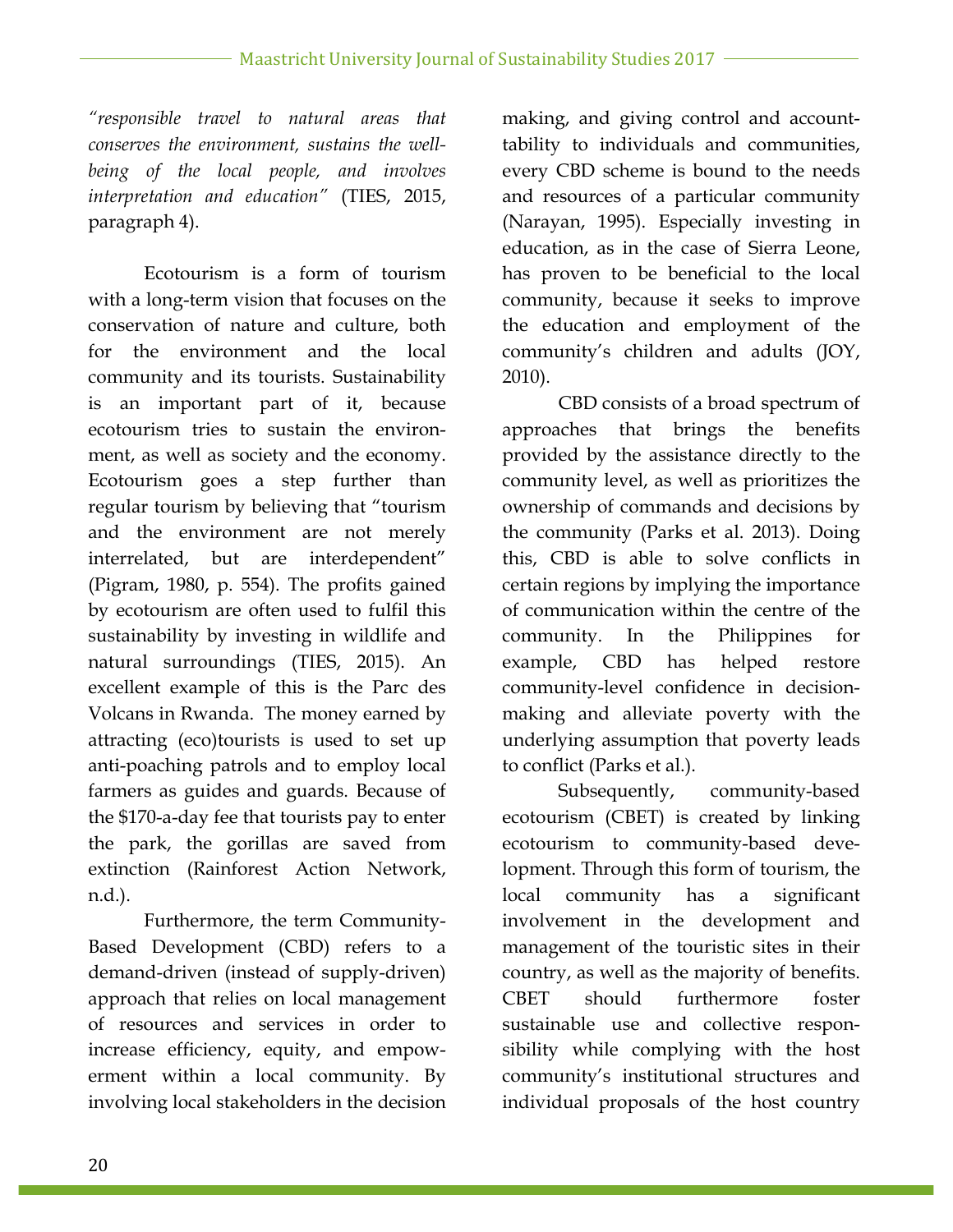*"responsible travel to natural areas that conserves the environment, sustains the well-being of the local people, and involves interpretation and education"* (TIES, 2015, paragraph 4).

Ecotourism is a form of tourism with a long-term vision that focuses on the conservation of nature and culture, both for the environment and the local community and its tourists. Sustainability is an important part of it, because ecotourism tries to sustain the environment, as well as society and the economy. Ecotourism goes a step further than regular tourism by believing that "tourism and the environment are not merely interrelated, but are interdependent" (Pigram, 1980, p. 554). The profits gained by ecotourism are often used to fulfil this sustainability by investing in wildlife and natural surroundings (TIES, 2015). An excellent example of this is the Parc des Volcans in Rwanda. The money earned by attracting (eco)tourists is used to set up anti-poaching patrols and to employ local farmers as guides and guards. Because of the \$170-a-day fee that tourists pay to enter the park, the gorillas are saved from extinction (Rainforest Action Network, n.d.).

Furthermore, the term Community-Based Development (CBD) refers to a demand-driven (instead of supply-driven) approach that relies on local management of resources and services in order to increase efficiency, equity, and empowerment within a local community. By involving local stakeholders in the decision making, and giving control and accountability to individuals and communities, every CBD scheme is bound to the needs and resources of a particular community (Narayan, 1995). Especially investing in education, as in the case of Sierra Leone, has proven to be beneficial to the local community, because it seeks to improve the education and employment of the community's children and adults (JOY, 2010).

CBD consists of a broad spectrum of approaches that brings the benefits provided by the assistance directly to the community level, as well as prioritizes the ownership of commands and decisions by the community (Parks et al. 2013). Doing this, CBD is able to solve conflicts in certain regions by implying the importance of communication within the centre of the community. In the Philippines for example, CBD has helped restore community-level confidence in decision-making and alleviate poverty with the underlying assumption that poverty leads to conflict (Parks et al.).

Subsequently, community-based ecotourism (CBET) is created by linking ecotourism to community-based development. Through this form of tourism, the local community has a significant involvement in the development and management of the touristic sites in their country, as well as the majority of benefits. CBET should furthermore foster sustainable use and collective responsibility while complying with the host community's institutional structures and individual proposals of the host country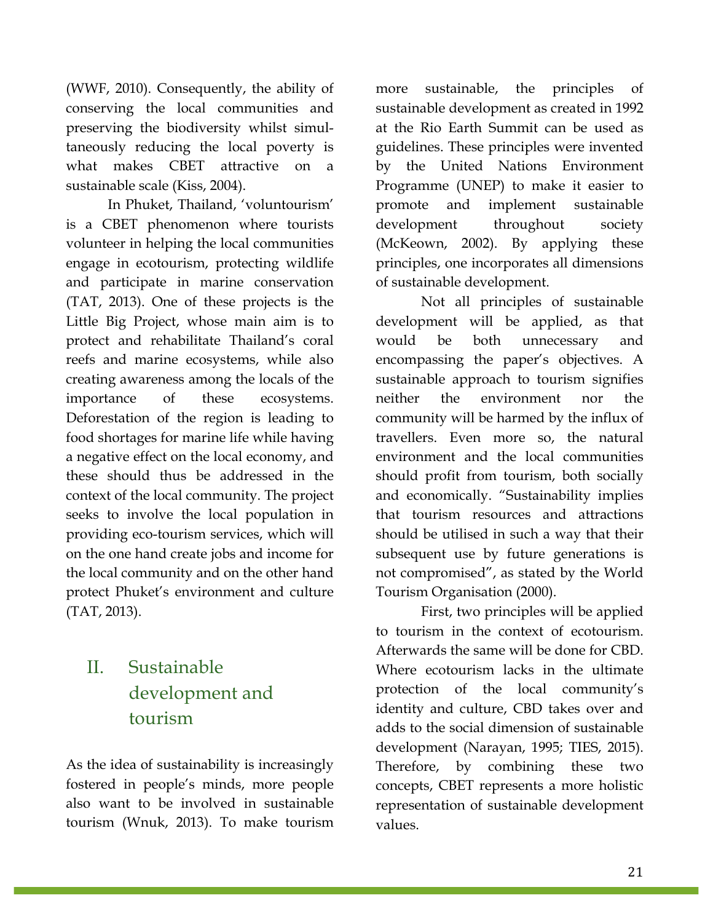(WWF, 2010). Consequently, the ability of conserving the local communities and preserving the biodiversity whilst simultaneously reducing the local poverty is what makes CBET attractive on a sustainable scale (Kiss, 2004).

In Phuket, Thailand, 'voluntourism' is a CBET phenomenon where tourists volunteer in helping the local communities engage in ecotourism, protecting wildlife and participate in marine conservation (TAT, 2013). One of these projects is the Little Big Project, whose main aim is to protect and rehabilitate Thailand's coral reefs and marine ecosystems, while also creating awareness among the locals of the importance of these ecosystems. Deforestation of the region is leading to food shortages for marine life while having a negative effect on the local economy, and these should thus be addressed in the context of the local community. The project seeks to involve the local population in providing eco-tourism services, which will on the one hand create jobs and income for the local community and on the other hand protect Phuket's environment and culture (TAT, 2013).

## II. Sustainable development and tourism

As the idea of sustainability is increasingly fostered in people's minds, more people also want to be involved in sustainable tourism (Wnuk, 2013). To make tourism more sustainable, the principles of sustainable development as created in 1992 at the Rio Earth Summit can be used as guidelines. These principles were invented by the United Nations Environment Programme (UNEP) to make it easier to promote and implement sustainable development throughout society (McKeown, 2002). By applying these principles, one incorporates all dimensions of sustainable development.

Not all principles of sustainable development will be applied, as that would be both unnecessary and encompassing the paper's objectives. A sustainable approach to tourism signifies neither the environment nor the community will be harmed by the influx of travellers. Even more so, the natural environment and the local communities should profit from tourism, both socially and economically. "Sustainability implies that tourism resources and attractions should be utilised in such a way that their subsequent use by future generations is not compromised", as stated by the World Tourism Organisation (2000).

First, two principles will be applied to tourism in the context of ecotourism. Afterwards the same will be done for CBD. Where ecotourism lacks in the ultimate protection of the local community's identity and culture, CBD takes over and adds to the social dimension of sustainable development (Narayan, 1995; TIES, 2015). Therefore, by combining these two concepts, CBET represents a more holistic representation of sustainable development values.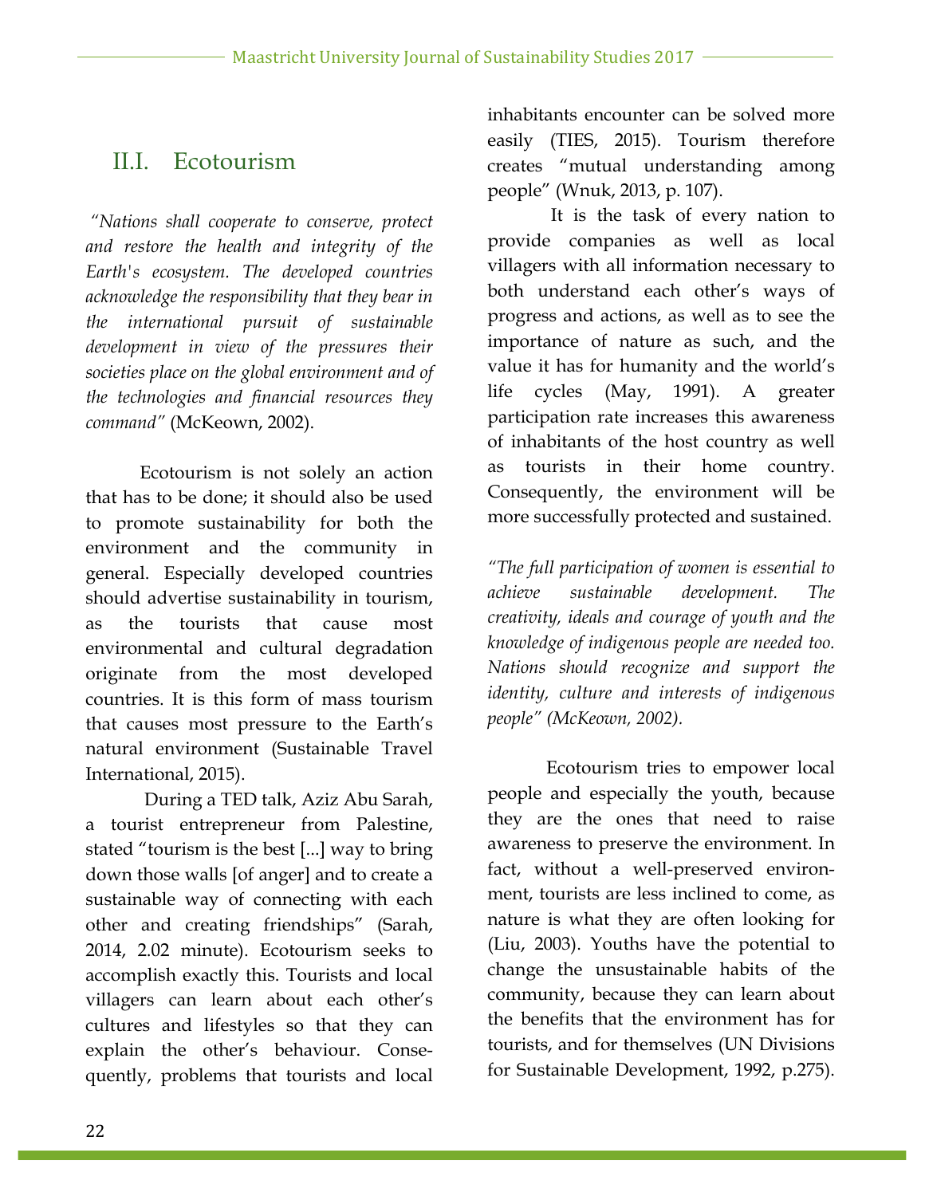## II.I. Ecotourism

*"Nations shall cooperate to conserve, protect and restore the health and integrity of the Earth's ecosystem. The developed countries acknowledge the responsibility that they bear in the international pursuit of sustainable development in view of the pressures their societies place on the global environment and of the technologies and financial resources they command"* (McKeown, 2002).

Ecotourism is not solely an action that has to be done; it should also be used to promote sustainability for both the environment and the community in general. Especially developed countries should advertise sustainability in tourism, as the tourists that cause most environmental and cultural degradation originate from the most developed countries. It is this form of mass tourism that causes most pressure to the Earth's natural environment (Sustainable Travel International, 2015).

During a TED talk, Aziz Abu Sarah, a tourist entrepreneur from Palestine, stated "tourism is the best [...] way to bring down those walls [of anger] and to create a sustainable way of connecting with each other and creating friendships" (Sarah, 2014, 2.02 minute). Ecotourism seeks to accomplish exactly this. Tourists and local villagers can learn about each other's cultures and lifestyles so that they can explain the other's behaviour. Consequently, problems that tourists and local inhabitants encounter can be solved more easily (TIES, 2015). Tourism therefore creates "mutual understanding among people" (Wnuk, 2013, p. 107).

It is the task of every nation to provide companies as well as local villagers with all information necessary to both understand each other's ways of progress and actions, as well as to see the importance of nature as such, and the value it has for humanity and the world's life cycles (May, 1991). A greater participation rate increases this awareness of inhabitants of the host country as well as tourists in their home country. Consequently, the environment will be more successfully protected and sustained.

*"The full participation of women is essential to achieve sustainable development. The creativity, ideals and courage of youth and the knowledge of indigenous people are needed too. Nations should recognize and support the identity, culture and interests of indigenous people" (McKeown, 2002).*

Ecotourism tries to empower local people and especially the youth, because they are the ones that need to raise awareness to preserve the environment. In fact, without a well-preserved environment, tourists are less inclined to come, as nature is what they are often looking for (Liu, 2003). Youths have the potential to change the unsustainable habits of the community, because they can learn about the benefits that the environment has for tourists, and for themselves (UN Divisions for Sustainable Development, 1992, p.275).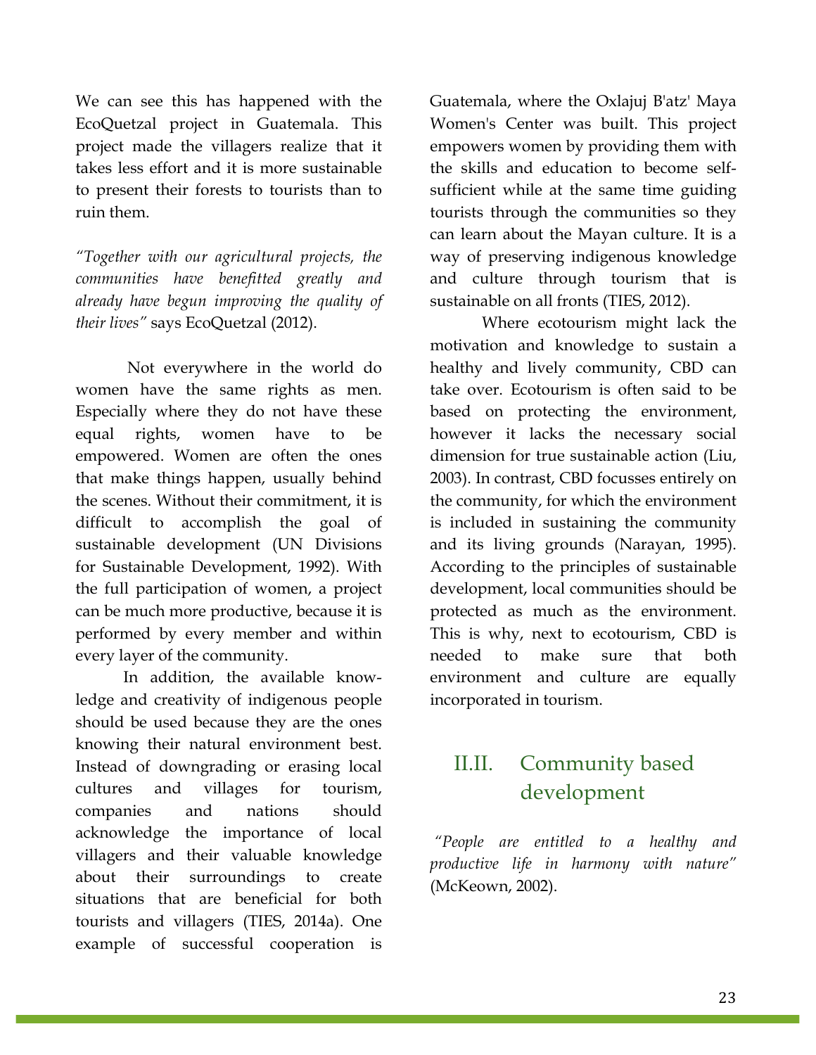We can see this has happened with the EcoQuetzal project in Guatemala. This project made the villagers realize that it takes less effort and it is more sustainable to present their forests to tourists than to ruin them.

*"Together with our agricultural projects, the communities have benefitted greatly and already have begun improving the quality of their lives"* says EcoQuetzal (2012).

Not everywhere in the world do women have the same rights as men. Especially where they do not have these equal rights, women have to be empowered. Women are often the ones that make things happen, usually behind the scenes. Without their commitment, it is difficult to accomplish the goal of sustainable development (UN Divisions for Sustainable Development, 1992). With the full participation of women, a project can be much more productive, because it is performed by every member and within every layer of the community.

In addition, the available knowledge and creativity of indigenous people should be used because they are the ones knowing their natural environment best. Instead of downgrading or erasing local cultures and villages for tourism, companies and nations should acknowledge the importance of local villagers and their valuable knowledge about their surroundings to create situations that are beneficial for both tourists and villagers (TIES, 2014a). One example of successful cooperation is Guatemala, where the Oxlajuj B'atz' Maya Women's Center was built. This project empowers women by providing them with the skills and education to become self-sufficient while at the same time guiding tourists through the communities so they can learn about the Mayan culture. It is a way of preserving indigenous knowledge and culture through tourism that is sustainable on all fronts (TIES, 2012).

Where ecotourism might lack the motivation and knowledge to sustain a healthy and lively community, CBD can take over. Ecotourism is often said to be based on protecting the environment, however it lacks the necessary social dimension for true sustainable action (Liu, 2003). In contrast, CBD focusses entirely on the community, for which the environment is included in sustaining the community and its living grounds (Narayan, 1995). According to the principles of sustainable development, local communities should be protected as much as the environment. This is why, next to ecotourism, CBD is needed to make sure that both environment and culture are equally incorporated in tourism.

## II.II. Community based development

*"People are entitled to a healthy and productive life in harmony with nature"* (McKeown, 2002).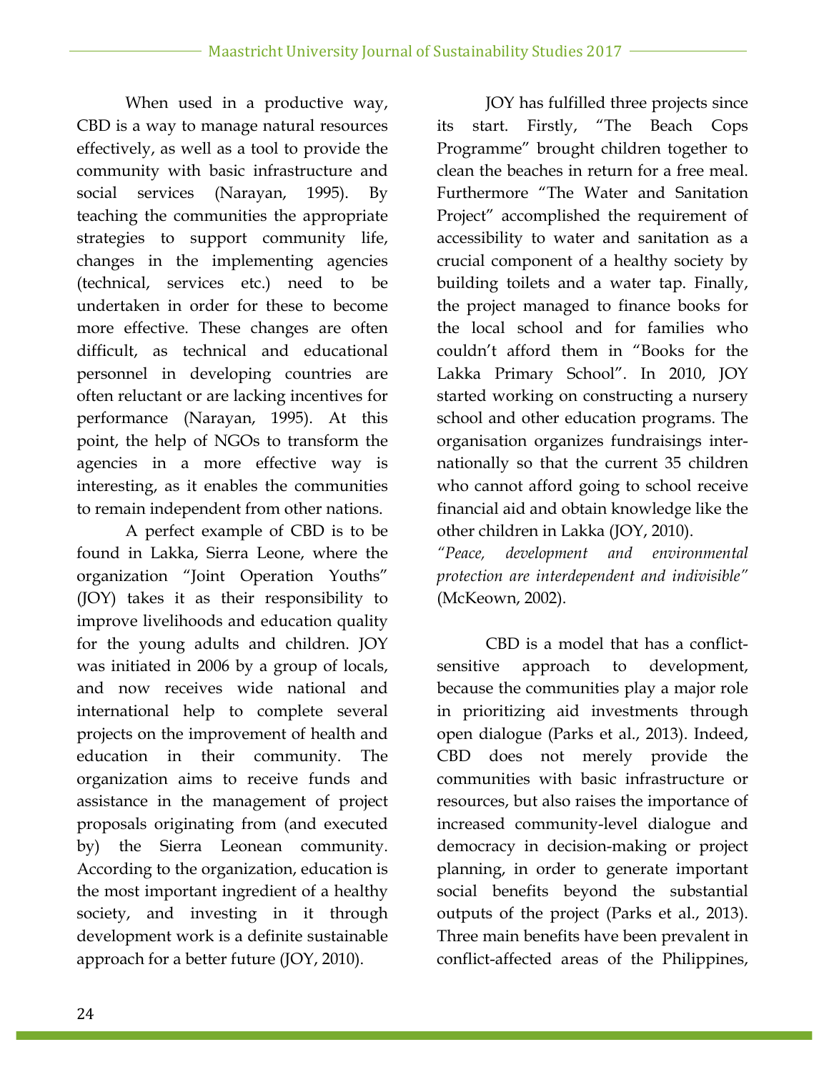When used in a productive way, CBD is a way to manage natural resources effectively, as well as a tool to provide the community with basic infrastructure and social services (Narayan, 1995). By teaching the communities the appropriate strategies to support community life, changes in the implementing agencies (technical, services etc.) need to be undertaken in order for these to become more effective. These changes are often difficult, as technical and educational personnel in developing countries are often reluctant or are lacking incentives for performance (Narayan, 1995). At this point, the help of NGOs to transform the agencies in a more effective way is interesting, as it enables the communities to remain independent from other nations.

A perfect example of CBD is to be found in Lakka, Sierra Leone, where the organization "Joint Operation Youths" (JOY) takes it as their responsibility to improve livelihoods and education quality for the young adults and children. JOY was initiated in 2006 by a group of locals, and now receives wide national and international help to complete several projects on the improvement of health and education in their community. The organization aims to receive funds and assistance in the management of project proposals originating from (and executed by) the Sierra Leonean community. According to the organization, education is the most important ingredient of a healthy society, and investing in it through development work is a definite sustainable approach for a better future (JOY, 2010).

JOY has fulfilled three projects since its start. Firstly, "The Beach Cops Programme" brought children together to clean the beaches in return for a free meal. Furthermore "The Water and Sanitation Project" accomplished the requirement of accessibility to water and sanitation as a crucial component of a healthy society by building toilets and a water tap. Finally, the project managed to finance books for the local school and for families who couldn't afford them in "Books for the Lakka Primary School". In 2010, JOY started working on constructing a nursery school and other education programs. The organisation organizes fundraisings internationally so that the current 35 children who cannot afford going to school receive financial aid and obtain knowledge like the other children in Lakka (JOY, 2010).

*"Peace, development and environmental protection are interdependent and indivisible"* (McKeown, 2002).

CBD is a model that has a conflict-sensitive approach to development, because the communities play a major role in prioritizing aid investments through open dialogue (Parks et al., 2013). Indeed, CBD does not merely provide the communities with basic infrastructure or resources, but also raises the importance of increased community-level dialogue and democracy in decision-making or project planning, in order to generate important social benefits beyond the substantial outputs of the project (Parks et al., 2013). Three main benefits have been prevalent in conflict-affected areas of the Philippines,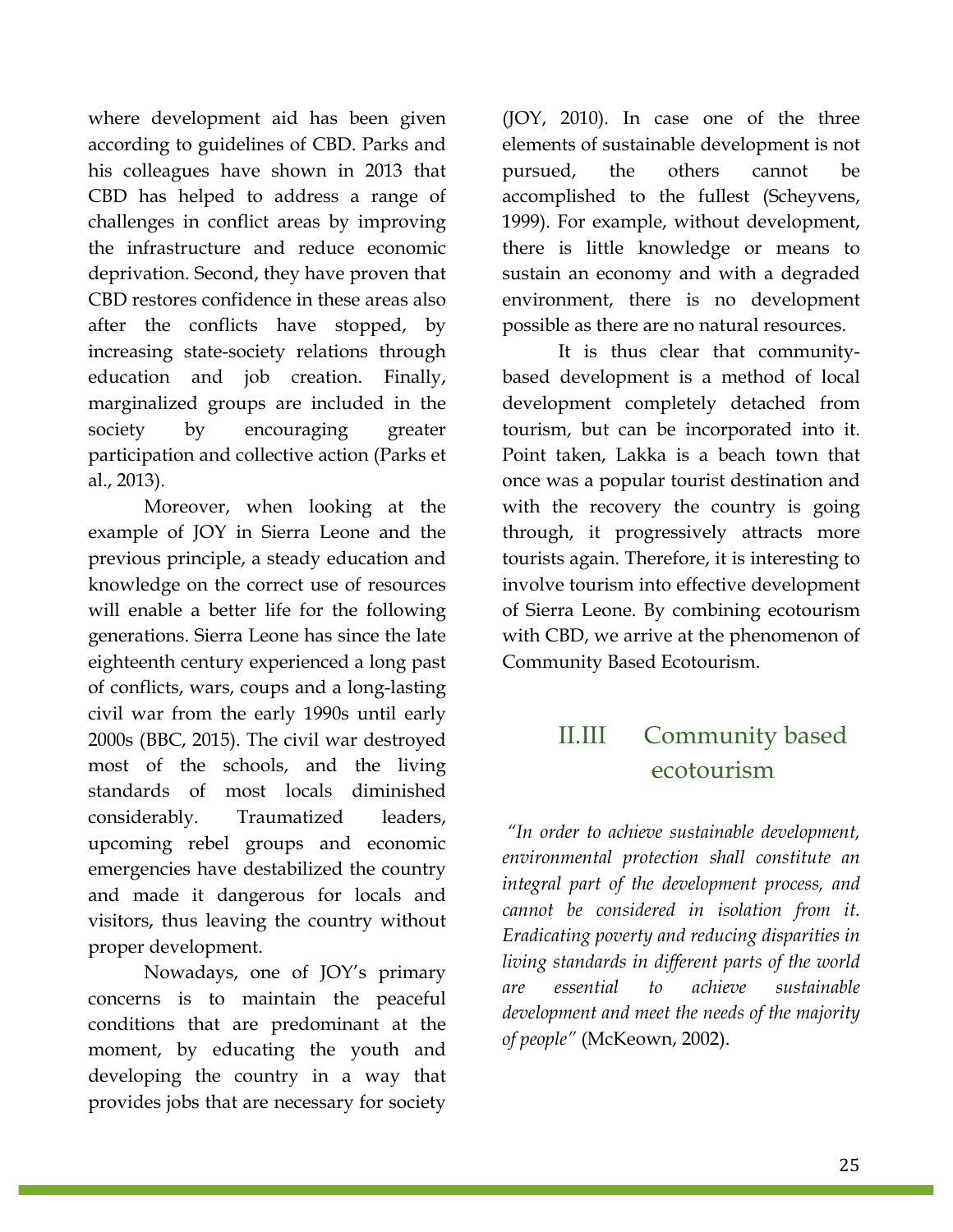where development aid has been given according to guidelines of CBD. Parks and his colleagues have shown in 2013 that CBD has helped to address a range of challenges in conflict areas by improving the infrastructure and reduce economic deprivation. Second, they have proven that CBD restores confidence in these areas also after the conflicts have stopped, by increasing state-society relations through education and job creation. Finally, marginalized groups are included in the society by encouraging greater participation and collective action (Parks et al., 2013).

Moreover, when looking at the example of JOY in Sierra Leone and the previous principle, a steady education and knowledge on the correct use of resources will enable a better life for the following generations. Sierra Leone has since the late eighteenth century experienced a long past of conflicts, wars, coups and a long-lasting civil war from the early 1990s until early 2000s (BBC, 2015). The civil war destroyed most of the schools, and the living standards of most locals diminished considerably. Traumatized leaders, upcoming rebel groups and economic emergencies have destabilized the country and made it dangerous for locals and visitors, thus leaving the country without proper development.

Nowadays, one of JOY's primary concerns is to maintain the peaceful conditions that are predominant at the moment, by educating the youth and developing the country in a way that provides jobs that are necessary for society (JOY, 2010). In case one of the three elements of sustainable development is not pursued, the others cannot be accomplished to the fullest (Scheyvens, 1999). For example, without development, there is little knowledge or means to sustain an economy and with a degraded environment, there is no development possible as there are no natural resources.

It is thus clear that community-based development is a method of local development completely detached from tourism, but can be incorporated into it. Point taken, Lakka is a beach town that once was a popular tourist destination and with the recovery the country is going through, it progressively attracts more tourists again. Therefore, it is interesting to involve tourism into effective development of Sierra Leone. By combining ecotourism with CBD, we arrive at the phenomenon of Community Based Ecotourism.

## II.III Community based ecotourism

*"In order to achieve sustainable development, environmental protection shall constitute an integral part of the development process, and cannot be considered in isolation from it. Eradicating poverty and reducing disparities in living standards in different parts of the world are essential to achieve sustainable development and meet the needs of the majority of people"* (McKeown, 2002).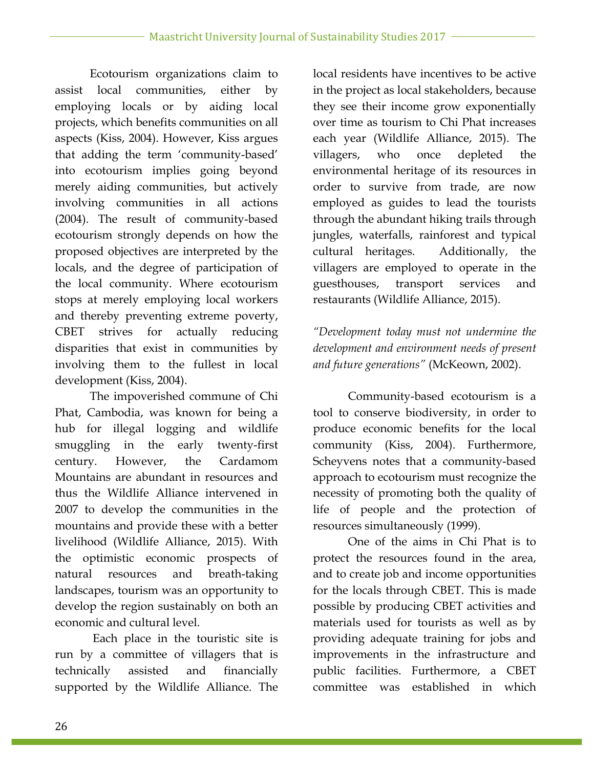Ecotourism organizations claim to assist local communities, either by employing locals or by aiding local projects, which benefits communities on all aspects (Kiss, 2004). However, Kiss argues that adding the term 'community-based' into ecotourism implies going beyond merely aiding communities, but actively involving communities in all actions (2004). The result of community-based ecotourism strongly depends on how the proposed objectives are interpreted by the locals, and the degree of participation of the local community. Where ecotourism stops at merely employing local workers and thereby preventing extreme poverty, CBET strives for actually reducing disparities that exist in communities by involving them to the fullest in local development (Kiss, 2004).

The impoverished commune of Chi Phat, Cambodia, was known for being a hub for illegal logging and wildlife smuggling in the early twenty-first century. However, the Cardamom Mountains are abundant in resources and thus the Wildlife Alliance intervened in 2007 to develop the communities in the mountains and provide these with a better livelihood (Wildlife Alliance, 2015). With the optimistic economic prospects of natural resources and breath-taking landscapes, tourism was an opportunity to develop the region sustainably on both an economic and cultural level.

Each place in the touristic site is run by a committee of villagers that is technically assisted and financially supported by the Wildlife Alliance. The local residents have incentives to be active in the project as local stakeholders, because they see their income grow exponentially over time as tourism to Chi Phat increases each year (Wildlife Alliance, 2015). The villagers, who once depleted the environmental heritage of its resources in order to survive from trade, are now employed as guides to lead the tourists through the abundant hiking trails through jungles, waterfalls, rainforest and typical cultural heritages. Additionally, the villagers are employed to operate in the guesthouses, transport services and restaurants (Wildlife Alliance, 2015).

*"Development today must not undermine the development and environment needs of present and future generations"* (McKeown, 2002).

Community-based ecotourism is a tool to conserve biodiversity, in order to produce economic benefits for the local community (Kiss, 2004). Furthermore, Scheyvens notes that a community-based approach to ecotourism must recognize the necessity of promoting both the quality of life of people and the protection of resources simultaneously (1999).

One of the aims in Chi Phat is to protect the resources found in the area, and to create job and income opportunities for the locals through CBET. This is made possible by producing CBET activities and materials used for tourists as well as by providing adequate training for jobs and improvements in the infrastructure and public facilities. Furthermore, a CBET committee was established in which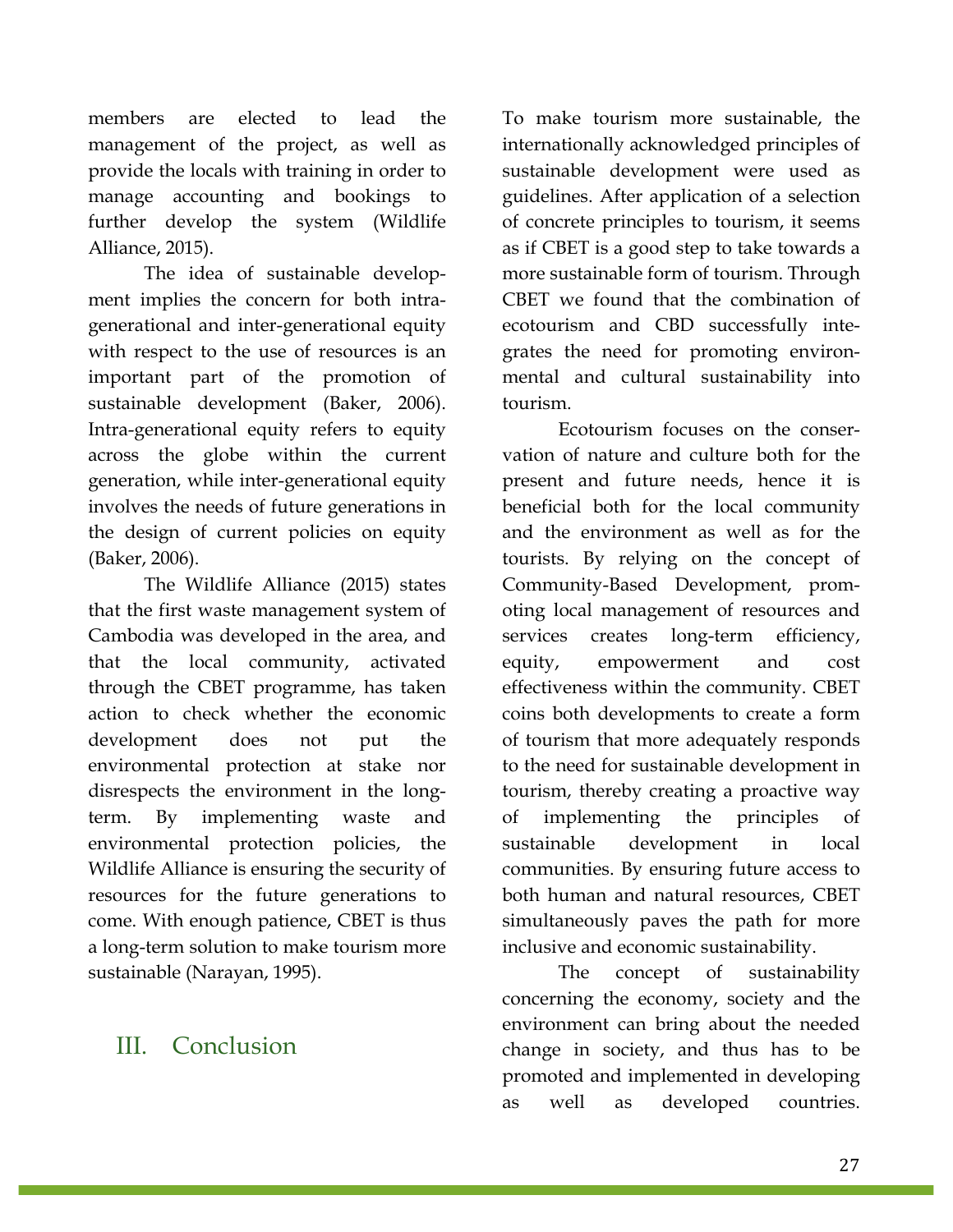members are elected to lead the management of the project, as well as provide the locals with training in order to manage accounting and bookings to further develop the system (Wildlife Alliance, 2015).

The idea of sustainable development implies the concern for both intra-generational and inter-generational equity with respect to the use of resources is an important part of the promotion of sustainable development (Baker, 2006). Intra-generational equity refers to equity across the globe within the current generation, while inter-generational equity involves the needs of future generations in the design of current policies on equity (Baker, 2006).

The Wildlife Alliance (2015) states that the first waste management system of Cambodia was developed in the area, and that the local community, activated through the CBET programme, has taken action to check whether the economic development does not put the environmental protection at stake nor disrespects the environment in the long-term. By implementing waste and environmental protection policies, the Wildlife Alliance is ensuring the security of resources for the future generations to come. With enough patience, CBET is thus a long-term solution to make tourism more sustainable (Narayan, 1995).

## III. Conclusion

To make tourism more sustainable, the internationally acknowledged principles of sustainable development were used as guidelines. After application of a selection of concrete principles to tourism, it seems as if CBET is a good step to take towards a more sustainable form of tourism. Through CBET we found that the combination of ecotourism and CBD successfully integrates the need for promoting environmental and cultural sustainability into tourism.

Ecotourism focuses on the conservation of nature and culture both for the present and future needs, hence it is beneficial both for the local community and the environment as well as for the tourists. By relying on the concept of Community-Based Development, promoting local management of resources and services creates long-term efficiency, equity, empowerment and cost effectiveness within the community. CBET coins both developments to create a form of tourism that more adequately responds to the need for sustainable development in tourism, thereby creating a proactive way of implementing the principles of sustainable development in local communities. By ensuring future access to both human and natural resources, CBET simultaneously paves the path for more inclusive and economic sustainability.

The concept of sustainability concerning the economy, society and the environment can bring about the needed change in society, and thus has to be promoted and implemented in developing as well as developed countries.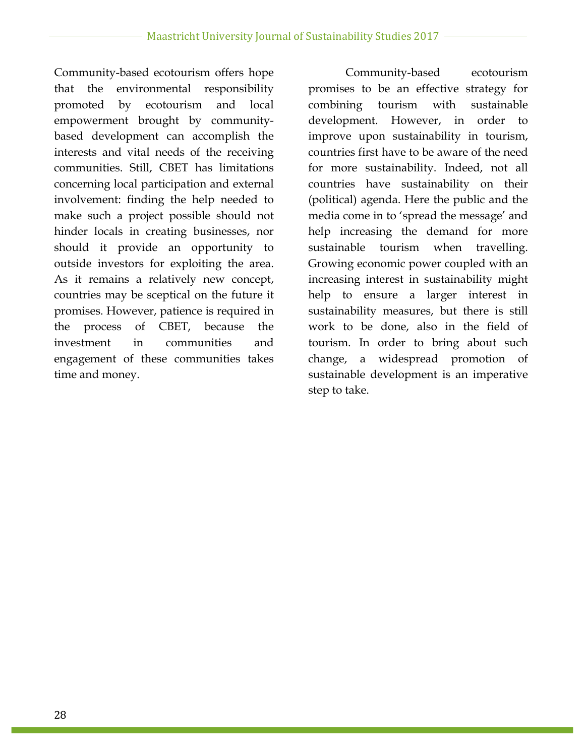Community-based ecotourism offers hope that the environmental responsibility promoted by ecotourism and local empowerment brought by community-based development can accomplish the interests and vital needs of the receiving communities. Still, CBET has limitations concerning local participation and external involvement: finding the help needed to make such a project possible should not hinder locals in creating businesses, nor should it provide an opportunity to outside investors for exploiting the area. As it remains a relatively new concept, countries may be sceptical on the future it promises. However, patience is required in the process of CBET, because the investment in communities and engagement of these communities takes time and money.

Community-based ecotourism promises to be an effective strategy for combining tourism with sustainable development. However, in order to improve upon sustainability in tourism, countries first have to be aware of the need for more sustainability. Indeed, not all countries have sustainability on their (political) agenda. Here the public and the media come in to 'spread the message' and help increasing the demand for more sustainable tourism when travelling. Growing economic power coupled with an increasing interest in sustainability might help to ensure a larger interest in sustainability measures, but there is still work to be done, also in the field of tourism. In order to bring about such change, a widespread promotion of sustainable development is an imperative step to take.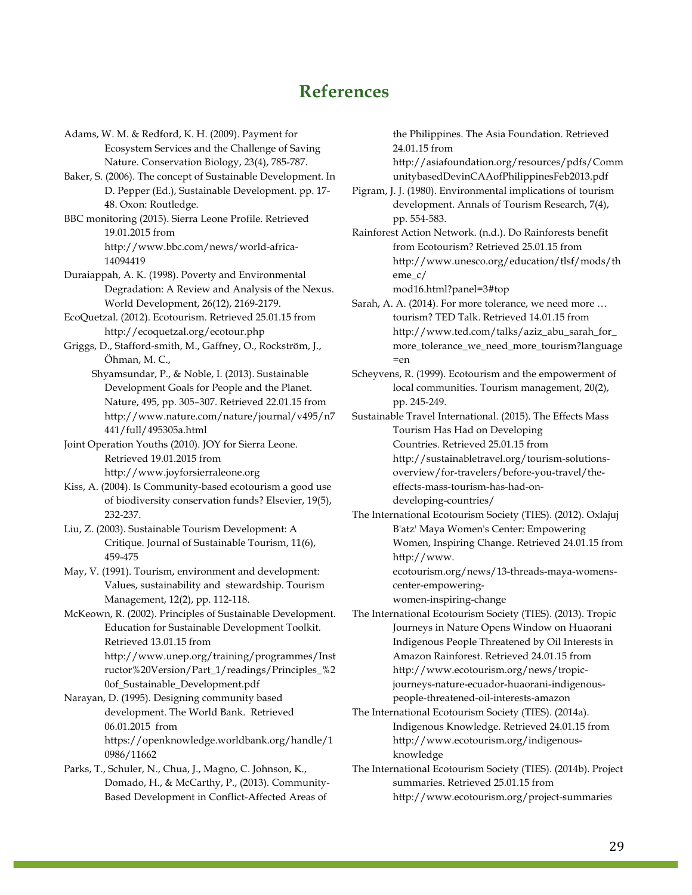# References

Adams, W. M. & Redford, K. H. (2009). Payment for Ecosystem Services and the Challenge of Saving Nature. Conservation Biology, 23(4), 785-787.

Baker, S. (2006). The concept of Sustainable Development. In D. Pepper (Ed.), Sustainable Development. pp. 17-48. Oxon: Routledge.

BBC monitoring (2015). Sierra Leone Profile. Retrieved 19.01.2015 from http://www.bbc.com/news/world-africa-14094419

Duraiappah, A. K. (1998). Poverty and Environmental Degradation: A Review and Analysis of the Nexus. World Development, 26(12), 2169-2179.

EcoQuetzal. (2012). Ecotourism. Retrieved 25.01.15 from http://ecoquetzal.org/ecotour.php

Griggs, D., Stafford-smith, M., Gaffney, O., Rockström, J., Öhman, M. C., Shyamsundar, P., & Noble, I. (2013). Sustainable Development Goals for People and the Planet. Nature, 495, pp. 305–307. Retrieved 22.01.15 from http://www.nature.com/nature/journal/v495/n7441/full/495305a.html

Joint Operation Youths (2010). JOY for Sierra Leone. Retrieved 19.01.2015 from http://www.joyforsierraleone.org

Kiss, A. (2004). Is Community-based ecotourism a good use of biodiversity conservation funds? Elsevier, 19(5), 232-237.

Liu, Z. (2003). Sustainable Tourism Development: A Critique. Journal of Sustainable Tourism, 11(6), 459-475

May, V. (1991). Tourism, environment and development: Values, sustainability and stewardship. Tourism Management, 12(2), pp. 112-118.

McKeown, R. (2002). Principles of Sustainable Development. Education for Sustainable Development Toolkit. Retrieved 13.01.15 from http://www.unep.org/training/programmes/Instructor%20Version/Part_1/readings/Principles_%20of_Sustainable_Development.pdf

Narayan, D. (1995). Designing community based development. The World Bank. Retrieved 06.01.2015 from https://openknowledge.worldbank.org/handle/10986/11662

Parks, T., Schuler, N., Chua, J., Magno, C. Johnson, K., Domado, H., & McCarthy, P., (2013). Community-Based Development in Conflict-Affected Areas of the Philippines. The Asia Foundation. Retrieved 24.01.15 from http://asiafoundation.org/resources/pdfs/CommunitybasedDevinCAAofPhilippinesFeb2013.pdf

Pigram, J. J. (1980). Environmental implications of tourism development. Annals of Tourism Research, 7(4), pp. 554-583.

Rainforest Action Network. (n.d.). Do Rainforests benefit from Ecotourism? Retrieved 25.01.15 from http://www.unesco.org/education/tlsf/mods/theme_c/mod16.html?panel=3#top

Sarah, A. A. (2014). For more tolerance, we need more … tourism? TED Talk. Retrieved 14.01.15 from http://www.ted.com/talks/aziz_abu_sarah_for_more_tolerance_we_need_more_tourism?language=en

Scheyvens, R. (1999). Ecotourism and the empowerment of local communities. Tourism management, 20(2), pp. 245-249.

Sustainable Travel International. (2015). The Effects Mass Tourism Has Had on Developing Countries. Retrieved 25.01.15 from http://sustainabletravel.org/tourism-solutions-overview/for-travelers/before-you-travel/the-effects-mass-tourism-has-had-on-developing-countries/

The International Ecotourism Society (TIES). (2012). Oxlajuj B'atz' Maya Women's Center: Empowering Women, Inspiring Change. Retrieved 24.01.15 from http://www.ecotourism.org/news/13-threads-maya-womens-center-empowering-women-inspiring-change

The International Ecotourism Society (TIES). (2013). Tropic Journeys in Nature Opens Window on Huaorani Indigenous People Threatened by Oil Interests in Amazon Rainforest. Retrieved 24.01.15 from http://www.ecotourism.org/news/tropic-journeys-nature-ecuador-huaorani-indigenous-people-threatened-oil-interests-amazon

The International Ecotourism Society (TIES). (2014a). Indigenous Knowledge. Retrieved 24.01.15 from http://www.ecotourism.org/indigenous-knowledge

The International Ecotourism Society (TIES). (2014b). Project summaries. Retrieved 25.01.15 from http://www.ecotourism.org/project-summaries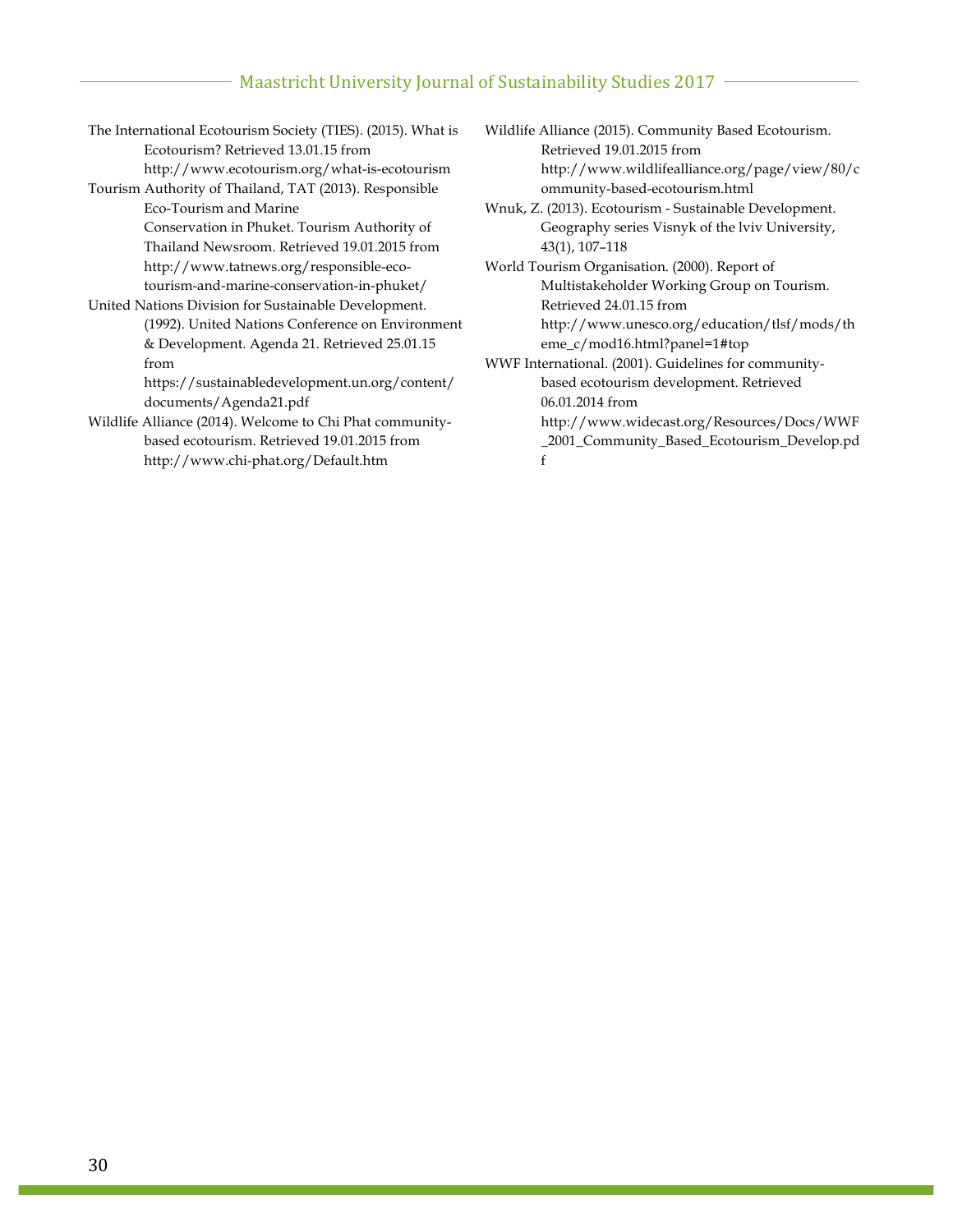The International Ecotourism Society (TIES). (2015). What is Ecotourism? Retrieved 13.01.15 from http://www.ecotourism.org/what-is-ecotourism

Tourism Authority of Thailand, TAT (2013). Responsible Eco-Tourism and Marine Conservation in Phuket. Tourism Authority of Thailand Newsroom. Retrieved 19.01.2015 from http://www.tatnews.org/responsible-eco-tourism-and-marine-conservation-in-phuket/

United Nations Division for Sustainable Development. (1992). United Nations Conference on Environment & Development. Agenda 21. Retrieved 25.01.15 from https://sustainabledevelopment.un.org/content/documents/Agenda21.pdf

Wildlife Alliance (2014). Welcome to Chi Phat community-based ecotourism. Retrieved 19.01.2015 from http://www.chi-phat.org/Default.htm

Wildlife Alliance (2015). Community Based Ecotourism. Retrieved 19.01.2015 from http://www.wildlifealliance.org/page/view/80/community-based-ecotourism.html

Wnuk, Z. (2013). Ecotourism - Sustainable Development. Geography series Visnyk of the lviv University, 43(1), 107–118

World Tourism Organisation. (2000). Report of Multistakeholder Working Group on Tourism. Retrieved 24.01.15 from http://www.unesco.org/education/tlsf/mods/theme_c/mod16.html?panel=1#top

WWF International. (2001). Guidelines for community-based ecotourism development. Retrieved 06.01.2014 from http://www.widecast.org/Resources/Docs/WWF_2001_Community_Based_Ecotourism_Develop.pdf